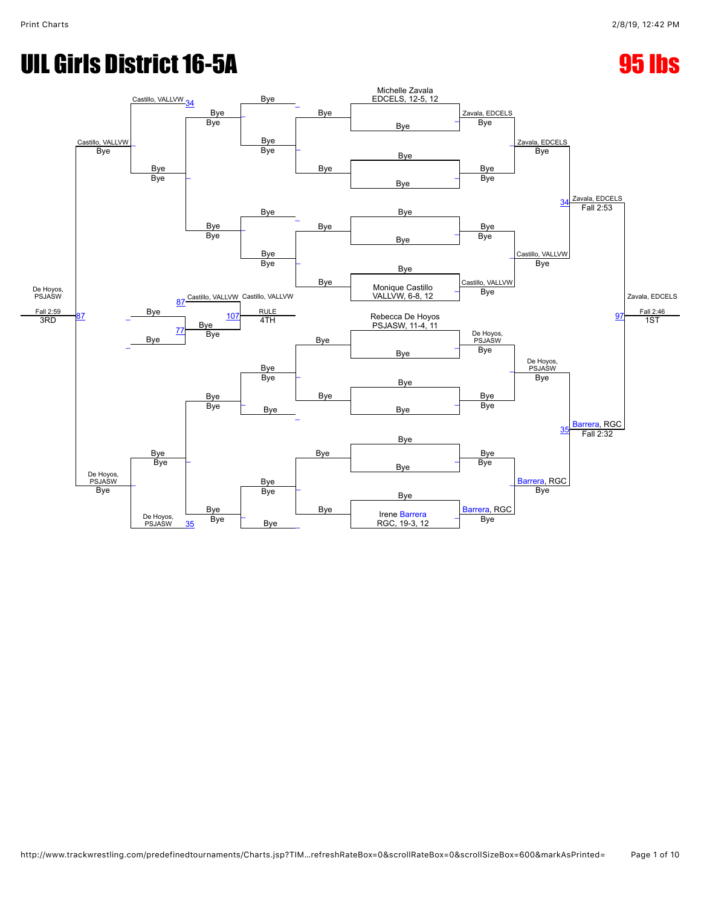# UIL Girls District 16-5A

# 95 lbs

**Championship Bracket**

- Michelle Zavala, EDCELS, 12-5, 12 — Bye
- Bye — Bye
- Bye — Bye
- Monique Castillo, VALLVW, 6-8, 12 — Bye
- Rebecca De Hoyos, PSJASW, 11-4, 11 — Bye
- Bye — Bye
- Bye — Bye
- Irene Barrera, RGC, 19-3, 12 — Bye

**Quarterfinals**

- Zavala, EDCELS — Bye
- Bye — Bye
- Bye — Bye
- Castillo, VALLVW — Bye
- De Hoyos, PSJASW — Bye
- Bye — Bye
- Bye — Bye
- Barrera, RGC — Bye

**Semifinals**

- Zavala, EDCELS — Bye
- Castillo, VALLVW — Bye
- De Hoyos, PSJASW — Bye
- Barrera, RGC — Bye

**Finals**

- 34 Zavala, EDCELS — Fall 2:53
- 35 Barrera, RGC — Fall 2:32

**1ST:** 97 Zavala, EDCELS — Fall 2:46

**Consolation Bracket**

- Bye — Bye
- Bye — Bye
- Bye — Bye
- Bye — Bye
- Bye — Bye
- Bye — Bye
- Bye — Bye
- Bye — Bye
- 34 Castillo, VALLVW — Bye
- Bye — Bye
- Bye — Bye
- De Hoyos, PSJASW 35 — Bye
- Castillo, VALLVW — Bye
- De Hoyos, PSJASW — Bye

**3RD:** 87 De Hoyos, PSJASW — Fall 2:59

**4th Place Match**

- 87 Castillo, VALLVW
- 77 Bye — Bye
- Bye — Bye

**4TH:** 107 Castillo, VALLVW — RULE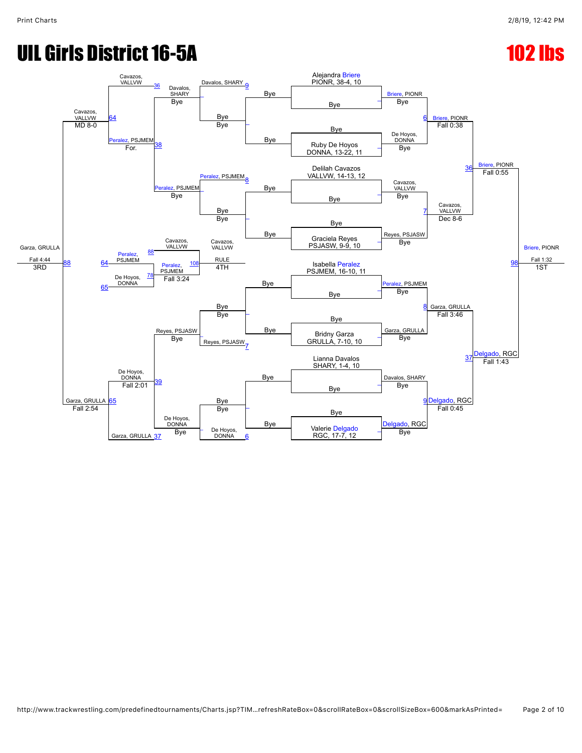# UIL Girls District 16-5A

# 102 lbs

## Championship Bracket

**Seeds / Entries:**
- Alejandra Briere, PIONR, 38-4, 10 — Bye
- Bye — Ruby De Hoyos, DONNA, 13-22, 11
- Delilah Cavazos, VALLVW, 14-13, 12 — Bye
- Bye — Graciela Reyes, PSJASW, 9-9, 10
- Isabella Peralez, PSJMEM, 16-10, 11 — Bye
- Bye — Bridny Garza, GRULLA, 7-10, 10
- Lianna Davalos, SHARY, 1-4, 10 — Bye
- Bye — Valerie Delgado, RGC, 17-7, 12

**Round 1:**
- Briere, PIONR — Bye
- De Hoyos, DONNA — Bye
- Cavazos, VALLVW — Bye
- Reyes, PSJASW — Bye
- Peralez, PSJMEM — Bye
- Garza, GRULLA — Bye
- Davalos, SHARY — Bye
- Delgado, RGC — Bye

**Quarterfinals:**
- 6 Briere, PIONR — Fall 0:38
- 7 Cavazos, VALLVW — Dec 8-6
- 8 Garza, GRULLA — Fall 3:46
- 9 Delgado, RGC — Fall 0:45

**Semifinals:**
- 36 Briere, PIONR — Fall 0:55
- 37 Delgado, RGC — Fall 1:43

**Final:**
- 98 Briere, PIONR — Fall 1:32 — 1ST

## Consolation Bracket

**Round 1:**
- Davalos, SHARY (9) — Bye
- Peralez, PSJMEM (8) — Bye
- Reyes, PSJASW (7) — Bye
- De Hoyos, DONNA (6) — Bye

**Round 2:**
- Davalos, SHARY — Bye
- Peralez, PSJMEM — Bye
- Reyes, PSJASW — Bye
- De Hoyos, DONNA — Bye

**Consolation Round:**
- 36 Cavazos, VALLVW
- 38 Peralez, PSJMEM — For.
- 39 De Hoyos, DONNA — Fall 2:01
- 37 Garza, GRULLA

**Consolation Semifinals:**
- 64 Cavazos, VALLVW — MD 8-0
- 65 Garza, GRULLA — Fall 2:54

**3rd Place:**
- 88 Garza, GRULLA — Fall 4:44 — 3RD

**5th Place:**
- 64 Peralez, PSJMEM vs. 65 De Hoyos, DONNA
- 78 De Hoyos, DONNA; 88 Cavazos, VALLVW
- 108 Peralez, PSJMEM — Fall 3:24
- Cavazos, VALLVW — RULE — 4TH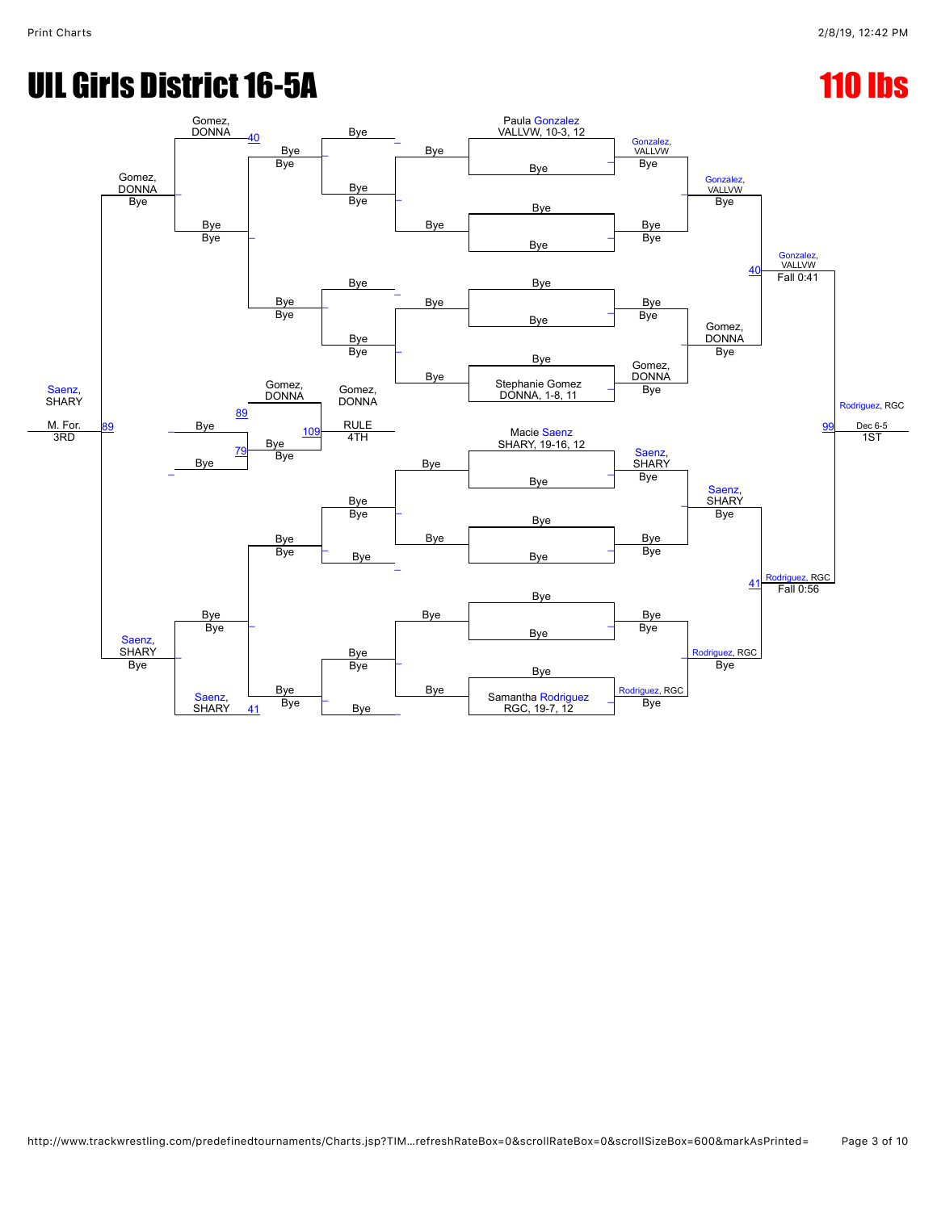# UIL Girls District 16-5A

# 110 lbs

**Championship Bracket**

Paula Gonzalez, VALLVW, 10-3, 12 — Bye

Stephanie Gomez, DONNA, 1-8, 11 — Bye

Macie Saenz, SHARY, 19-16, 12 — Bye

Samantha Rodriguez, RGC, 19-7, 12 — Bye

Semifinals:

- Gonzalez, VALLVW — Bye
- Gomez, DONNA — Bye
- Saenz, SHARY — Bye
- Rodriguez, RGC — Bye

Gonzalez, VALLVW (40) vs Gomez, DONNA — Gonzalez, VALLVW, Fall 0:41

Saenz, SHARY (41) vs Rodriguez, RGC — Rodriguez, RGC, Fall 0:56

Final (99): Rodriguez, RGC, Dec 6-5 — 1ST

**Consolation Bracket**

Gomez, DONNA (40) — Bye

Gomez, DONNA — Bye

Saenz, SHARY (41) — Bye

Saenz, SHARY — Bye

89: Gomez, DONNA vs Bye

79: Bye vs Bye

109: Gomez, DONNA — Bye

Gomez, DONNA — RULE — 4TH

89: Saenz, SHARY — M. For. — 3RD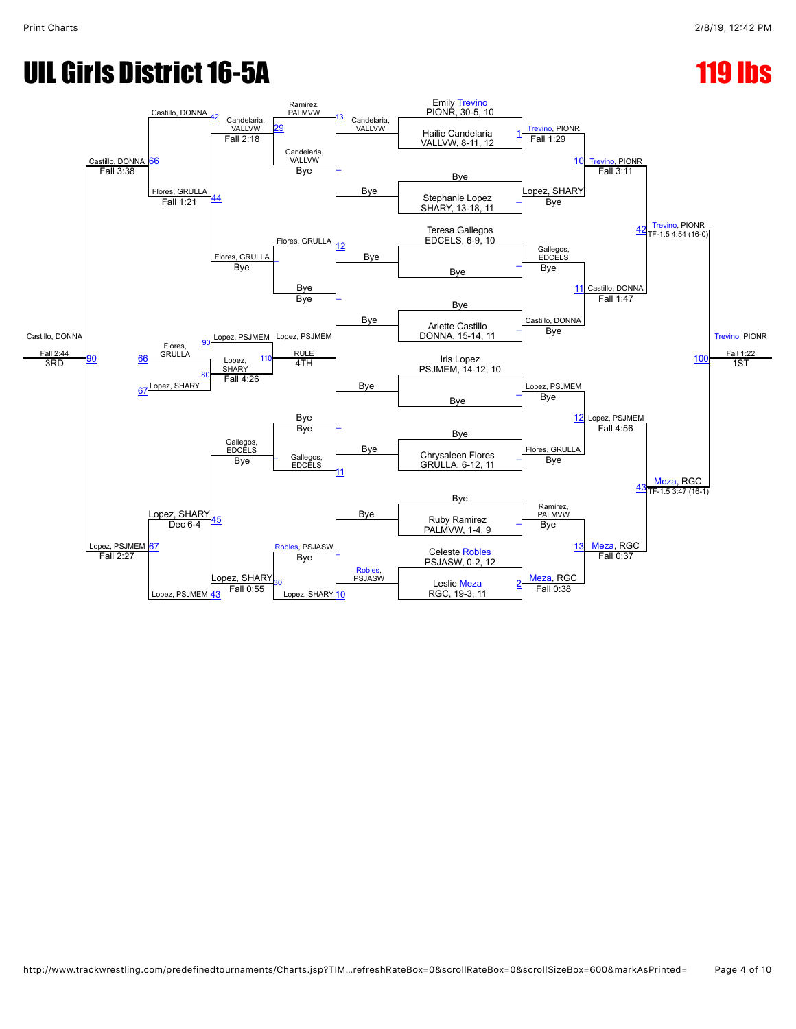# UIL Girls District 16-5A

## 119 lbs

### Championship Bracket

**First round**

| Wrestler | Opponent | Winner | Result |
|---|---|---|---|
| Emily Trevino, PIONR, 30-5, 10 | Hailie Candelaria, VALLVW, 8-11, 12 | Trevino, PIONR | Fall 1:29 |
| Bye | Stephanie Lopez, SHARY, 13-18, 11 | Lopez, SHARY | Bye |
| Teresa Gallegos, EDCELS, 6-9, 10 | Bye | Gallegos, EDCELS | Bye |
| Bye | Arlette Castillo, DONNA, 15-14, 11 | Castillo, DONNA | Bye |
| Iris Lopez, PSJMEM, 14-12, 10 | Bye | Lopez, PSJMEM | Bye |
| Bye | Chrysaleen Flores, GRULLA, 6-12, 11 | Flores, GRULLA | Bye |
| Bye | Ruby Ramirez, PALMVW, 1-4, 9 | Ramirez, PALMVW | Bye |
| Celeste Robles, PSJASW, 0-2, 12 | Leslie Meza, RGC, 19-3, 11 | Meza, RGC | Fall 0:38 |

**Quarterfinals**

| Match | Winner | Result |
|---|---|---|
| 10 | Trevino, PIONR | Fall 3:11 |
| 11 | Castillo, DONNA | Fall 1:47 |
| 12 | Lopez, PSJMEM | Fall 4:56 |
| 13 | Meza, RGC | Fall 0:37 |

**Semifinals**

| Match | Winner | Result |
|---|---|---|
| 42 | Trevino, PIONR | TF-1.5 4:54 (16-0) |
| 43 | Meza, RGC | TF-1.5 3:47 (16-1) |

**Final (100)**

| Place | Wrestler | Result |
|---|---|---|
| 1ST | Trevino, PIONR | Fall 1:22 |

### Consolation Bracket

| Match | Wrestlers | Winner | Result |
|---|---|---|---|
| 1 | | | |
| 2 | | | |
| 10 | Lopez, SHARY | Lopez, SHARY | |
| 11 | Gallegos, EDCELS | Gallegos, EDCELS | |
| 12 | Flores, GRULLA | Flores, GRULLA | |
| 13 | Ramirez, PALMVW | | |
| 29 | Ramirez, PALMVW vs. Candelaria, VALLVW | Candelaria, VALLVW | Fall 2:18 |
| — | Candelaria, VALLVW vs. Bye | Candelaria, VALLVW | Bye |
| — | Flores, GRULLA vs. Bye | Flores, GRULLA | Bye |
| — | Bye vs. Bye | Bye | Bye |
| — | Bye vs. Bye | Bye | Bye |
| — | Gallegos, EDCELS vs. Bye | Gallegos, EDCELS | Bye |
| — | Robles, PSJASW vs. Bye | Robles, PSJASW | Bye |
| 30 | Robles, PSJASW vs. Lopez, SHARY | Lopez, SHARY | Fall 0:55 |
| 44 | Castillo, DONNA vs. Flores, GRULLA | Flores, GRULLA | Fall 1:21 |
| 45 | Gallegos, EDCELS vs. Lopez, SHARY | Lopez, SHARY | Dec 6-4 |
| 66 | Castillo, DONNA vs. Flores, GRULLA | Castillo, DONNA | Fall 3:38 |
| 67 | Lopez, SHARY vs. Lopez, PSJMEM | Lopez, PSJMEM | Fall 2:27 |
| 90 (3RD) | Castillo, DONNA vs. Lopez, PSJMEM | Castillo, DONNA | Fall 2:44 |
| 80 (5th) | Flores, GRULLA vs. Lopez, SHARY | Lopez, SHARY | Fall 4:26 |
| 110 (4TH) | Lopez, PSJMEM vs. Lopez, SHARY | Lopez, PSJMEM | RULE |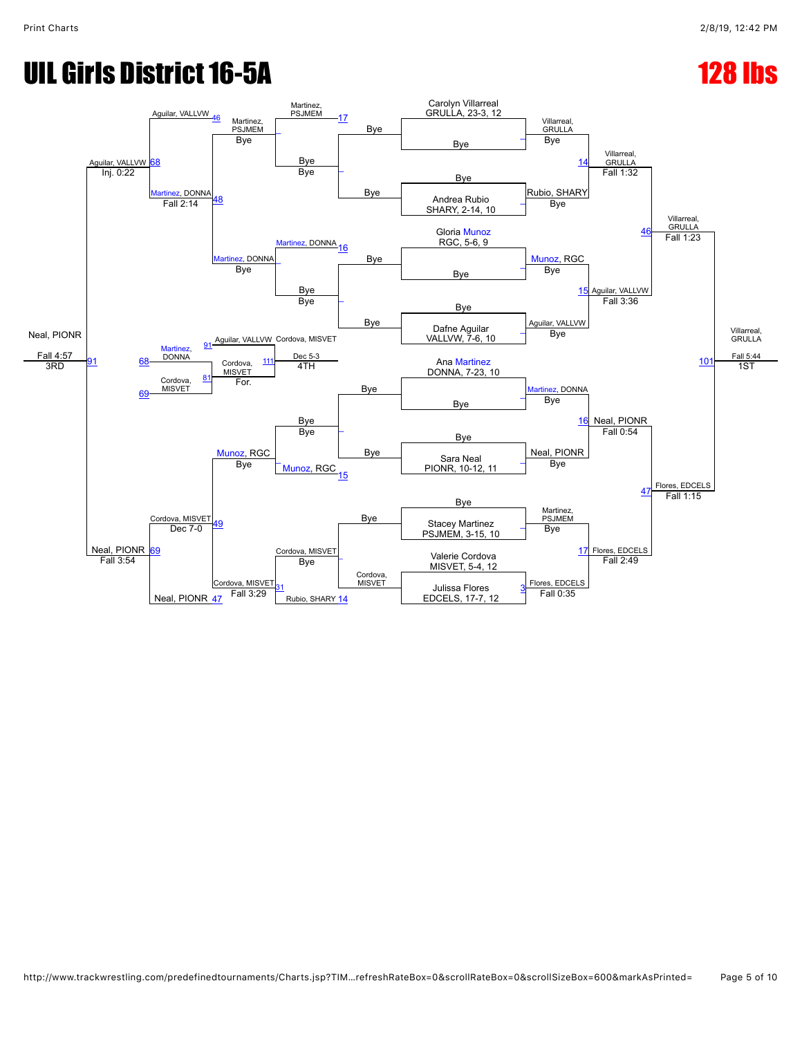# UIL Girls District 16-5A

# 128 lbs

## Championship Bracket

### First Round

- Carolyn Villarreal, GRULLA, 23-3, 12 — Bye
- Andrea Rubio, SHARY, 2-14, 10 — Bye
- Gloria Munoz, RGC, 5-6, 9 — Bye
- Dafne Aguilar, VALLVW, 7-6, 10 — Bye
- Ana Martinez, DONNA, 7-23, 10 — Bye
- Sara Neal, PIONR, 10-12, 11 — Bye
- Stacey Martinez, PSJMEM, 3-15, 10 — Bye
- Valerie Cordova, MISVET, 5-4, 12 vs. Julissa Flores, EDCELS, 17-7, 12 — Flores, EDCELS, Fall 0:35 (3)

### Quarterfinals

- Villarreal, GRULLA vs. Rubio, SHARY — Villarreal, GRULLA, Fall 1:32 (14)
- Munoz, RGC vs. Aguilar, VALLVW — Aguilar, VALLVW, Fall 3:36 (15)
- Martinez, DONNA vs. Neal, PIONR — Neal, PIONR, Fall 0:54 (16)
- Martinez, PSJMEM vs. Flores, EDCELS — Flores, EDCELS, Fall 2:49 (17)

### Semifinals

- Villarreal, GRULLA vs. Aguilar, VALLVW — Villarreal, GRULLA, Fall 1:23 (46)
- Neal, PIONR vs. Flores, EDCELS — Flores, EDCELS, Fall 1:15 (47)

### Final

- Villarreal, GRULLA vs. Flores, EDCELS — Villarreal, GRULLA, Fall 5:44 (101) — 1ST

## Consolation Bracket

### First Round

- Martinez, PSJMEM (17) — Bye
- Martinez, DONNA (16) — Bye
- Munoz, RGC (15) — Bye
- Cordova, MISVET vs. Rubio, SHARY (14) — Cordova, MISVET

### Second Round

- Martinez, PSJMEM — Bye
- Martinez, DONNA — Bye
- Munoz, RGC — Bye
- Cordova, MISVET — Bye

### Third Round

- Aguilar, VALLVW (46) vs. Martinez, PSJMEM — Aguilar, VALLVW, Inj. 0:22 (68)
- Martinez, DONNA (48) — Martinez, DONNA, Fall 2:14
- Munoz, RGC vs. Cordova, MISVET (49) — Cordova, MISVET, Dec 7-0
- Neal, PIONR (47) vs. Cordova, MISVET — Cordova, MISVET, Fall 3:29 (31)

### Fourth Round

- Aguilar, VALLVW vs. Martinez, DONNA — Aguilar, VALLVW (68)
- Cordova, MISVET vs. Neal, PIONR — Neal, PIONR, Fall 3:54 (69)

### Third Place

- Aguilar, VALLVW vs. Neal, PIONR — Neal, PIONR, Fall 4:57 (91) — 3RD

### Fifth Place

- Martinez, DONNA (68) vs. Cordova, MISVET (69) — Cordova, MISVET, For. (81)
- Aguilar, VALLVW (91) vs. Cordova, MISVET (111) — Cordova, MISVET, Dec 5-3 — 4TH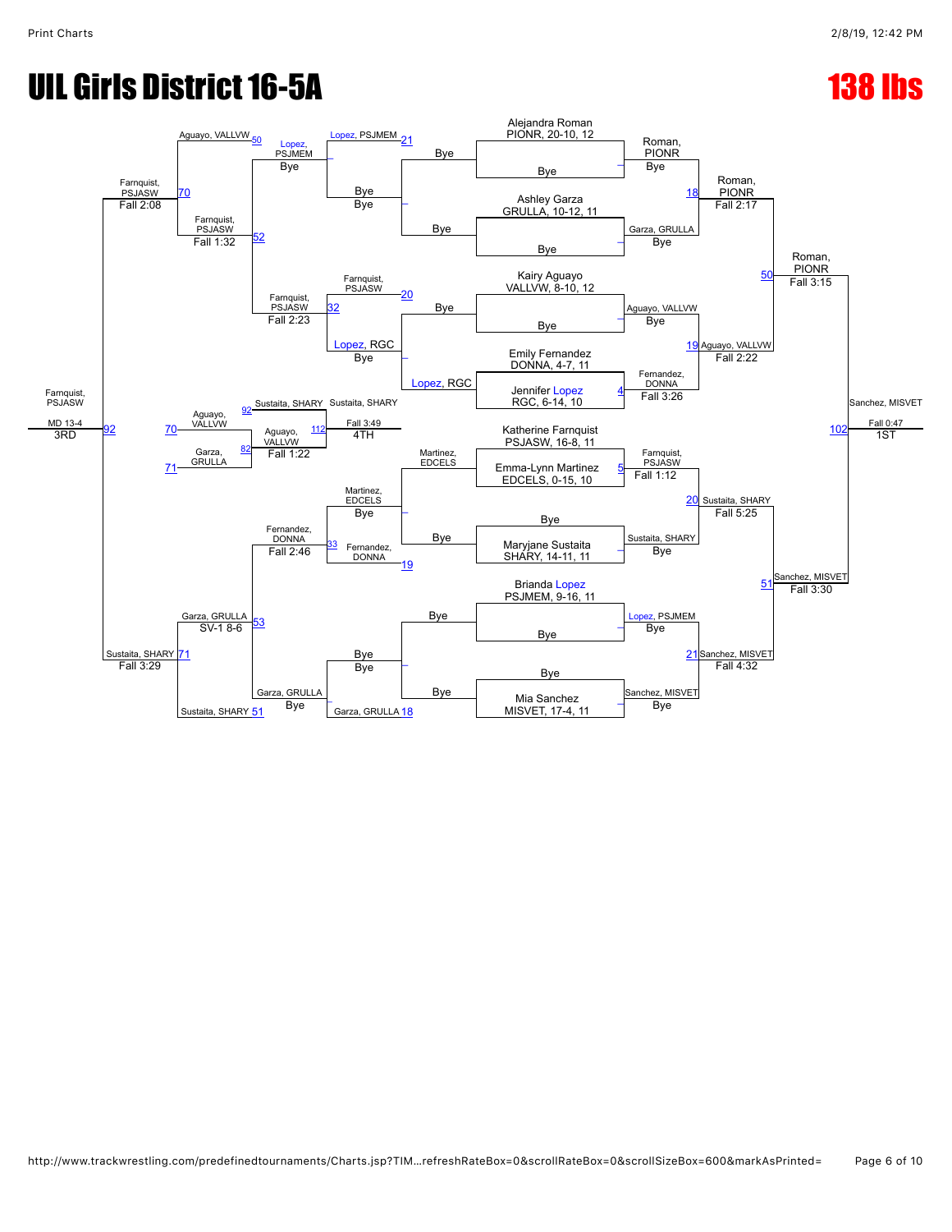# UIL Girls District 16-5A

# 138 lbs

## Championship Bracket

**First Round**

- Alejandra Roman, PIONR, 20-10, 12 — Bye
- Ashley Garza, GRULLA, 10-12, 11 — Bye
- Kairy Aguayo, VALLVW, 8-10, 12 — Bye
- Emily Fernandez, DONNA, 4-7, 11 vs Jennifer Lopez, RGC, 6-14, 10 (4) — Fernandez, DONNA, Fall 3:26
- Katherine Farnquist, PSJASW, 16-8, 11 vs Emma-Lynn Martinez, EDCELS, 0-15, 10 (5) — Farnquist, PSJASW, Fall 1:12
- Bye — Maryjane Sustaita, SHARY, 14-11, 11
- Brianda Lopez, PSJMEM, 9-16, 11 — Bye
- Bye — Mia Sanchez, MISVET, 17-4, 11

**Quarterfinals**

- Roman, PIONR vs Garza, GRULLA (18) — Roman, PIONR, Fall 2:17
- Aguayo, VALLVW vs Fernandez, DONNA (19) — Aguayo, VALLVW, Fall 2:22
- Farnquist, PSJASW vs Sustaita, SHARY (20) — Sustaita, SHARY, Fall 5:25
- Lopez, PSJMEM vs Sanchez, MISVET (21) — Sanchez, MISVET, Fall 4:32

**Semifinals**

- Roman, PIONR vs Aguayo, VALLVW (50) — Roman, PIONR, Fall 3:15
- Sustaita, SHARY vs Sanchez, MISVET (51) — Sanchez, MISVET, Fall 3:30

**Final (102)**

- Sanchez, MISVET, Fall 0:47 — 1ST

## Consolation Bracket

**Consolation Round 1**

- Bye vs Bye
- Lopez, RGC — Bye
- Martinez, EDCELS — Bye
- Bye vs Bye

**Consolation Round 2**

- Lopez, PSJMEM vs Bye (21) — Lopez, PSJMEM, Bye
- Farnquist, PSJASW vs Lopez, RGC (20) — Farnquist, PSJASW
- Martinez, EDCELS vs Fernandez, DONNA (19) — Fernandez, DONNA
- Bye vs Garza, GRULLA (18) — Garza, GRULLA

**Consolation Round 3**

- Aguayo, VALLVW vs Lopez, PSJMEM (50) — Lopez, PSJMEM, Bye
- Farnquist, PSJASW vs Farnquist, PSJASW (32) — Farnquist, PSJASW, Fall 2:23
- Fernandez, DONNA vs Fernandez, DONNA (33) — Fernandez, DONNA, Fall 2:46
- Garza, GRULLA vs Sustaita, SHARY (51) — Garza, GRULLA, Bye

**Consolation Semifinals**

- Lopez, PSJMEM vs Farnquist, PSJASW (52) — Farnquist, PSJASW, Fall 1:32
- Fernandez, DONNA vs Garza, GRULLA (53) — Garza, GRULLA, SV-1 8-6

**Consolation Finals**

- Aguayo, VALLVW vs Farnquist, PSJASW (70) — Farnquist, PSJASW, Fall 2:08
- Garza, GRULLA vs Sustaita, SHARY (71) — Sustaita, SHARY, Fall 3:29

**3rd Place (92)**

- Farnquist, PSJASW, MD 13-4 — 3RD

**5th Place**

- Aguayo, VALLVW (70) vs Garza, GRULLA (71) (82) — Aguayo, VALLVW, Fall 1:22
- Sustaita, SHARY (92) vs Aguayo, VALLVW (112) — Sustaita, SHARY, Fall 3:49 — 4TH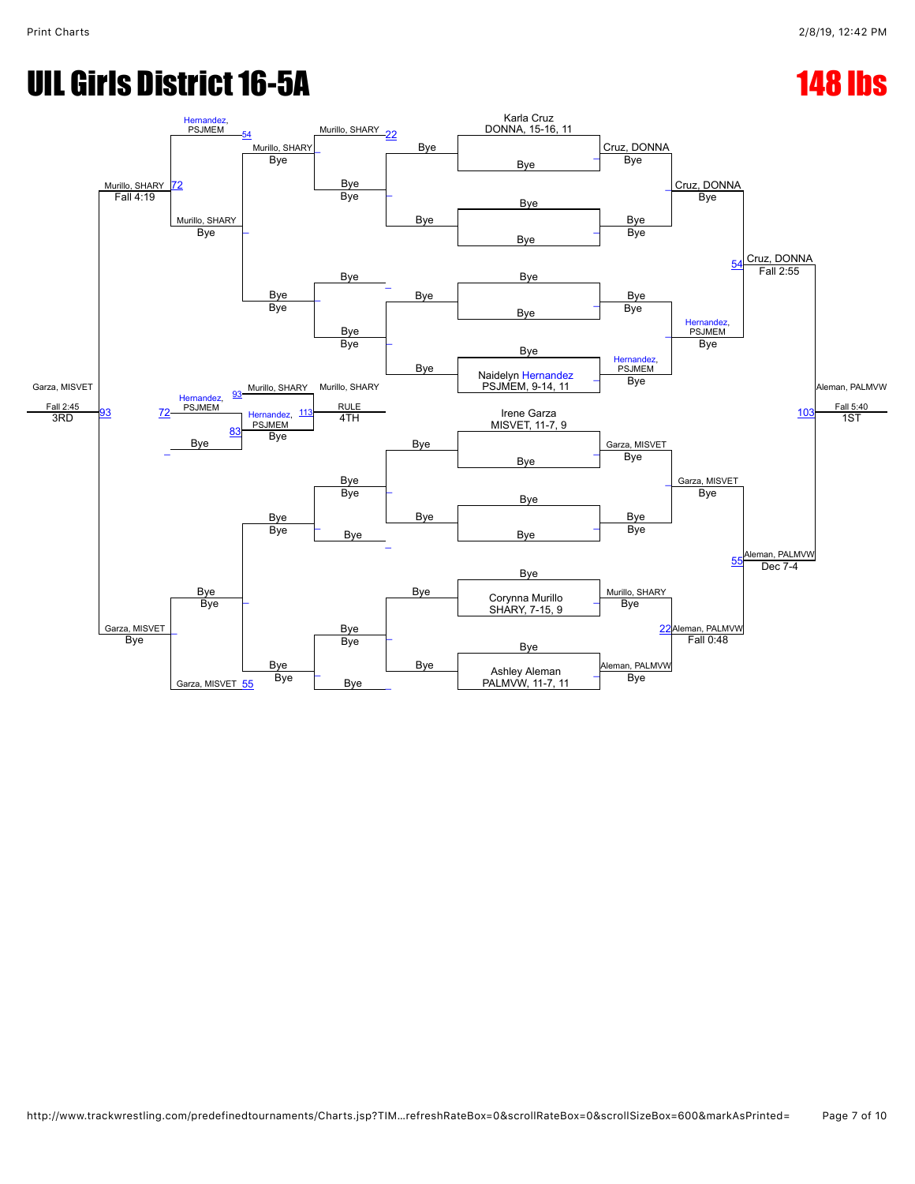# UIL Girls District 16-5A

# 148 lbs

## Championship Bracket

| Wrestler | Round 1 | Quarterfinals | Semifinals | Final |
|---|---|---|---|---|
| Karla Cruz, DONNA, 15-16, 11 | Bye | Cruz, DONNA (Bye) | Cruz, DONNA (Bye) | Cruz, DONNA — Fall 2:55 |
| Bye | Bye | | | |
| Bye | Bye | Bye | | |
| Bye | Bye | | | |
| Bye | Bye | Bye | Hernandez, PSJMEM (Bye) | |
| Bye | Bye | | | |
| Bye | Bye | Hernandez, PSJMEM (Bye) | | |
| Naidelyn Hernandez, PSJMEM, 9-14, 11 | Bye | | | |
| Irene Garza, MISVET, 11-7, 9 | Bye | Garza, MISVET (Bye) | Garza, MISVET (Bye) | Aleman, PALMVW — Dec 7-4 |
| Bye | Bye | | | |
| Bye | Bye | Bye | | |
| Bye | Bye | | | |
| Bye | Bye | Murillo, SHARY (Bye) | Aleman, PALMVW — Fall 0:48 | |
| Corynna Murillo, SHARY, 7-15, 9 | Bye | | | |
| Bye | Bye | Aleman, PALMVW (Bye) | | |
| Ashley Aleman, PALMVW, 11-7, 11 | Bye | | | |

**1ST:** Aleman, PALMVW — Fall 5:40 over Cruz, DONNA

## Consolation Bracket

- Hernandez, PSJMEM vs Murillo, SHARY → Murillo, SHARY (Bye)
- Murillo, SHARY vs Bye → Murillo, SHARY
- Murillo, SHARY — Fall 4:19
- Garza, MISVET (Bye)
- Garza, MISVET vs Bye → Garza, MISVET
- Hernandez, PSJMEM vs Bye → Hernandez, PSJMEM (Bye)
- Murillo, SHARY vs Hernandez, PSJMEM

**3RD:** Garza, MISVET — Fall 2:45 over Murillo, SHARY

**4TH:** Murillo, SHARY — RULE over Hernandez, PSJMEM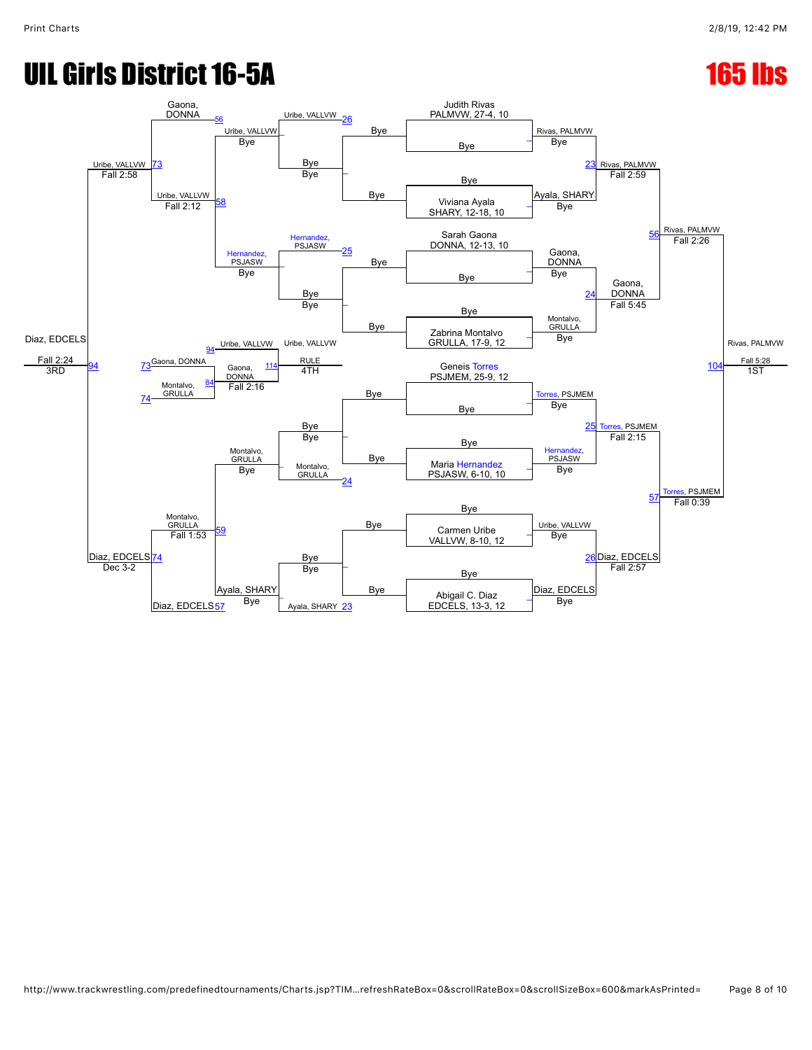# UIL Girls District 16-5A

## 165 lbs

### Championship Bracket

**Seeds / Entrants**
- Judith Rivas, PALMVW, 27-4, 10
- Viviana Ayala, SHARY, 12-18, 10
- Sarah Gaona, DONNA, 12-13, 10
- Zabrina Montalvo, GRULLA, 17-9, 12
- Geneis Torres, PSJMEM, 25-9, 12
- Maria Hernandez, PSJASW, 6-10, 10
- Carmen Uribe, VALLVW, 8-10, 12
- Abigail C. Diaz, EDCELS, 13-3, 12

**First Round**
- Rivas, PALMVW – Bye
- Ayala, SHARY – Bye
- Gaona, DONNA – Bye
- Montalvo, GRULLA – Bye
- Torres, PSJMEM – Bye
- Hernandez, PSJASW – Bye
- Uribe, VALLVW – Bye
- Diaz, EDCELS – Bye

**Quarterfinals**
- Rivas, PALMVW – Fall 2:59 (23)
- Gaona, DONNA – Fall 5:45 (24)
- Torres, PSJMEM – Fall 2:15 (25)
- Diaz, EDCELS – Fall 2:57 (26)

**Semifinals**
- Rivas, PALMVW – Fall 2:26 (56)
- Torres, PSJMEM – Fall 0:39 (57)

**Final (104)**
- Rivas, PALMVW – Fall 5:28 – 1ST

### Consolation Bracket

**Consolation Round 1**
- Uribe, VALLVW – Bye (26)
- Hernandez, PSJASW – Bye (25)
- Montalvo, GRULLA – Bye (24)
- Ayala, SHARY – Bye (23)

**Consolation Round 2**
- Uribe, VALLVW – Bye
- Hernandez, PSJASW – Bye
- Montalvo, GRULLA – Bye
- Ayala, SHARY – Bye

**Consolation Round 3**
- Uribe, VALLVW – Fall 2:12 (58)
- Montalvo, GRULLA – Fall 1:53 (59)

**Consolation Round 4**
- Uribe, VALLVW – Fall 2:58 (73)
- Diaz, EDCELS – Dec 3-2 (74)

**3rd Place (94)**
- Diaz, EDCELS – Fall 2:24 – 3RD

**5th Place (84)**
- Gaona, DONNA – Fall 2:16

**4th Place (114)**
- Uribe, VALLVW – RULE – 4TH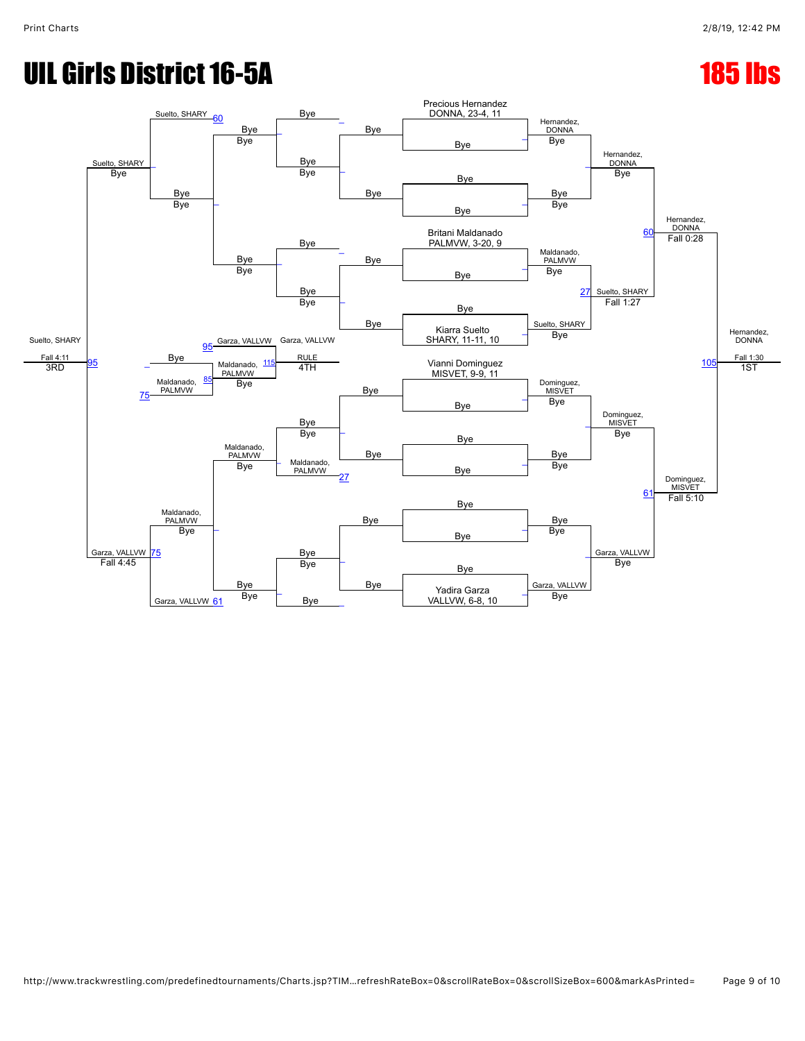# UIL Girls District 16-5A

## 185 lbs

### Championship Bracket

**Seeds:**
- Precious Hernandez, DONNA, 23-4, 11
- Britani Maldanado, PALMVW, 3-20, 9
- Kiarra Suelto, SHARY, 11-11, 10
- Vianni Dominguez, MISVET, 9-9, 11
- Yadira Garza, VALLVW, 6-8, 10

**First Round:**
- Hernandez, DONNA — Bye
- Maldanado, PALMVW — Bye
- Suelto, SHARY — Bye
- Dominguez, MISVET — Bye
- Garza, VALLVW — Bye

**Quarterfinals:**
- Hernandez, DONNA — Bye
- Suelto, SHARY over Maldanado, PALMVW — Fall 1:27 (Bout 27)
- Dominguez, MISVET — Bye
- Garza, VALLVW — Bye

**Semifinals:**
- Hernandez, DONNA over Suelto, SHARY — Fall 0:28 (Bout 60)
- Dominguez, MISVET over Garza, VALLVW — Fall 5:10 (Bout 61)

**Final:**
- Hernandez, DONNA over Dominguez, MISVET — Fall 1:30 (Bout 105) — 1ST

### Consolation Bracket

- Maldanado, PALMVW — Bye (Bout 27)
- Suelto, SHARY — Bye (Bout 60)
- Garza, VALLVW (Bout 61) vs. Maldanado, PALMVW — Garza, VALLVW, Fall 4:45 (Bout 75)
- Suelto, SHARY — Bye
- Garza, VALLVW vs. Maldanado, PALMVW (Bout 85) — Garza, VALLVW (Bout 95)

**3rd Place:**
- Suelto, SHARY over Garza, VALLVW — Fall 4:11 (Bout 95) — 3RD

**4th Place:**
- Garza, VALLVW over Maldanado, PALMVW — RULE (Bout 115) — 4TH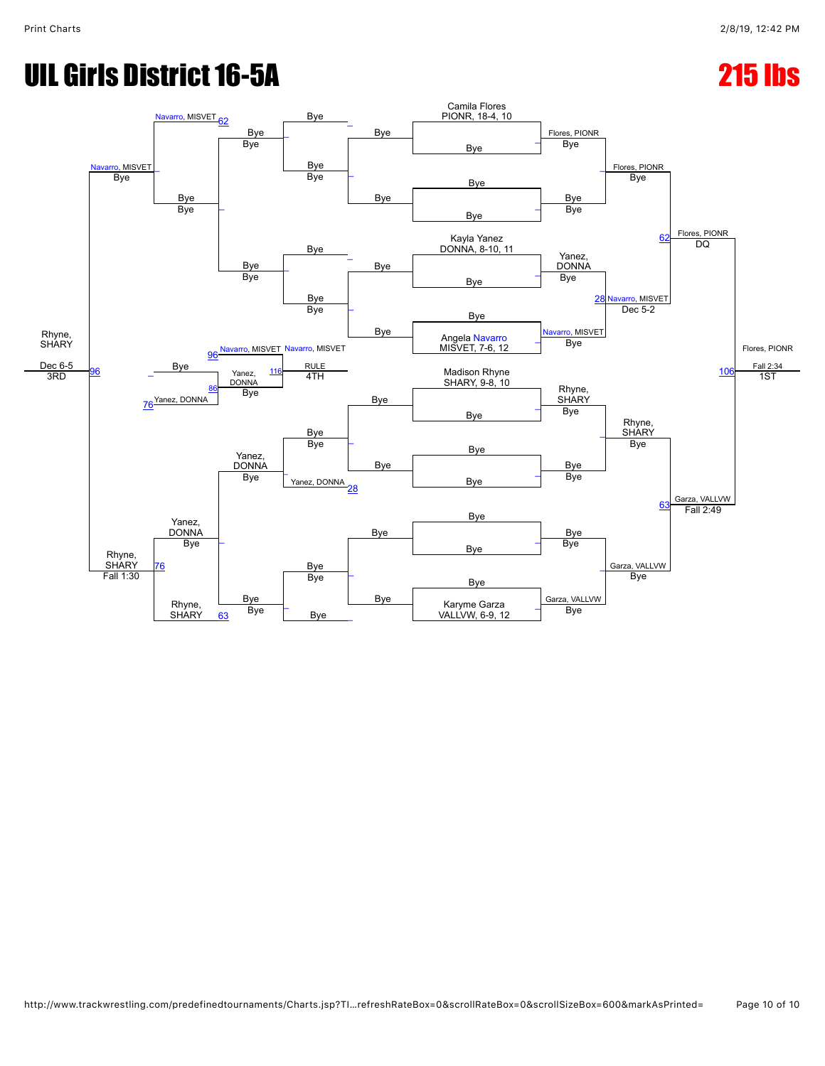# UIL Girls District 16-5A

# 215 lbs

Camila Flores
PIONR, 18-4, 10

Bye

Bye

Bye

Kayla Yanez
DONNA, 8-10, 11

Bye

Bye

Angela Navarro
MISVET, 7-6, 12

Madison Rhyne
SHARY, 9-8, 10

Bye

Bye

Bye

Bye

Bye

Bye

Karyme Garza
VALLVW, 6-9, 12

Flores, PIONR
Bye

Bye
Bye

Yanez, DONNA
Bye

Navarro, MISVET
Bye

Rhyne, SHARY
Bye

Bye
Bye

Bye
Bye

Garza, VALLVW
Bye

Flores, PIONR
Bye

28 Navarro, MISVET
Dec 5-2

Rhyne, SHARY
Bye

Garza, VALLVW
Bye

62 Flores, PIONR
DQ

63 Garza, VALLVW
Fall 2:49

106 Flores, PIONR
Fall 2:34
1ST

Navarro, MISVET 62

Navarro, MISVET
Bye

Bye / Bye

Bye / Bye

96 Navarro, MISVET

Yanez, DONNA 116

Navarro, MISVET
RULE
4TH

86 Bye

76 Yanez, DONNA

Yanez, DONNA
Bye

Yanez, DONNA 28

Yanez, DONNA
Bye

Rhyne, SHARY 76
Fall 1:30

Rhyne, SHARY 63

Rhyne, SHARY
Dec 6-5
3RD 96